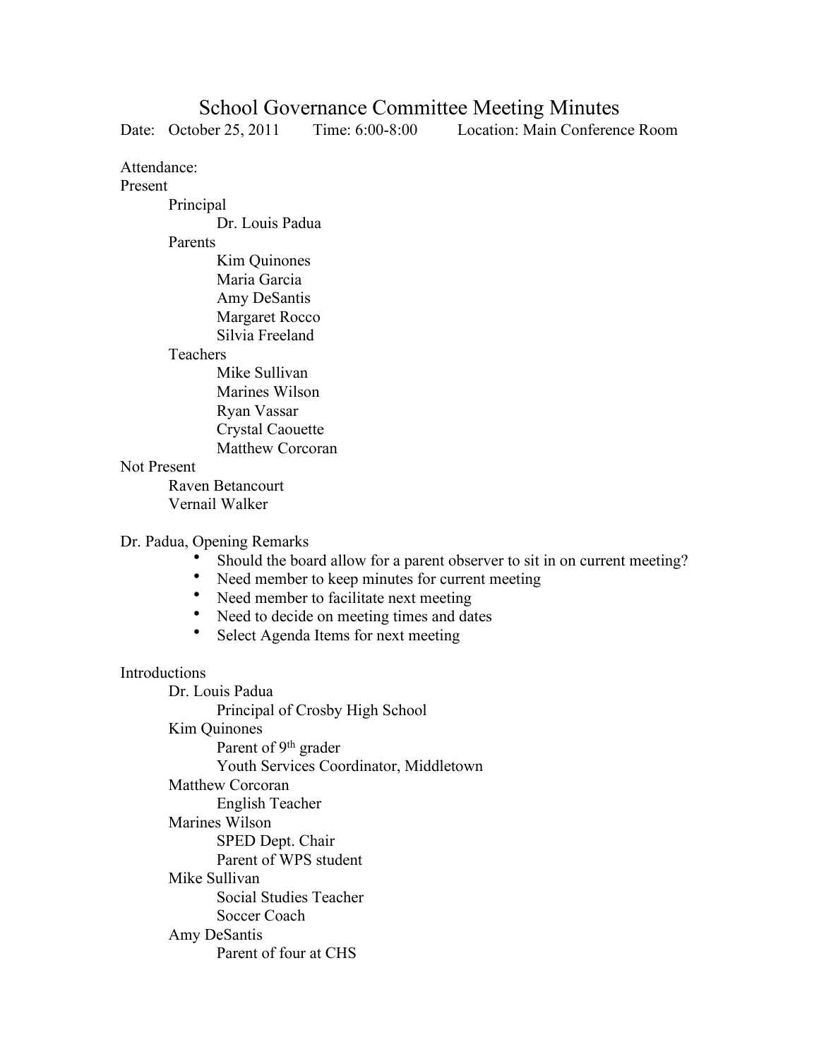# School Governance Committee Meeting Minutes

Date: October 25, 2011 Time: 6:00-8:00 Location: Main Conference Room

Attendance:

Present

- Principal
  - Dr. Louis Padua
- Parents
  - Kim Quinones
  - Maria Garcia
  - Amy DeSantis
  - Margaret Rocco
  - Silvia Freeland
- Teachers
  - Mike Sullivan
  - Marines Wilson
  - Ryan Vassar
  - Crystal Caouette
  - Matthew Corcoran

Not Present

- Raven Betancourt
- Vernail Walker

Dr. Padua, Opening Remarks

- Should the board allow for a parent observer to sit in on current meeting?
- Need member to keep minutes for current meeting
- Need member to facilitate next meeting
- Need to decide on meeting times and dates
- Select Agenda Items for next meeting

Introductions

- Dr. Louis Padua
  - Principal of Crosby High School
- Kim Quinones
  - Parent of 9th grader
  - Youth Services Coordinator, Middletown
- Matthew Corcoran
  - English Teacher
- Marines Wilson
  - SPED Dept. Chair
  - Parent of WPS student
- Mike Sullivan
  - Social Studies Teacher
  - Soccer Coach
- Amy DeSantis
  - Parent of four at CHS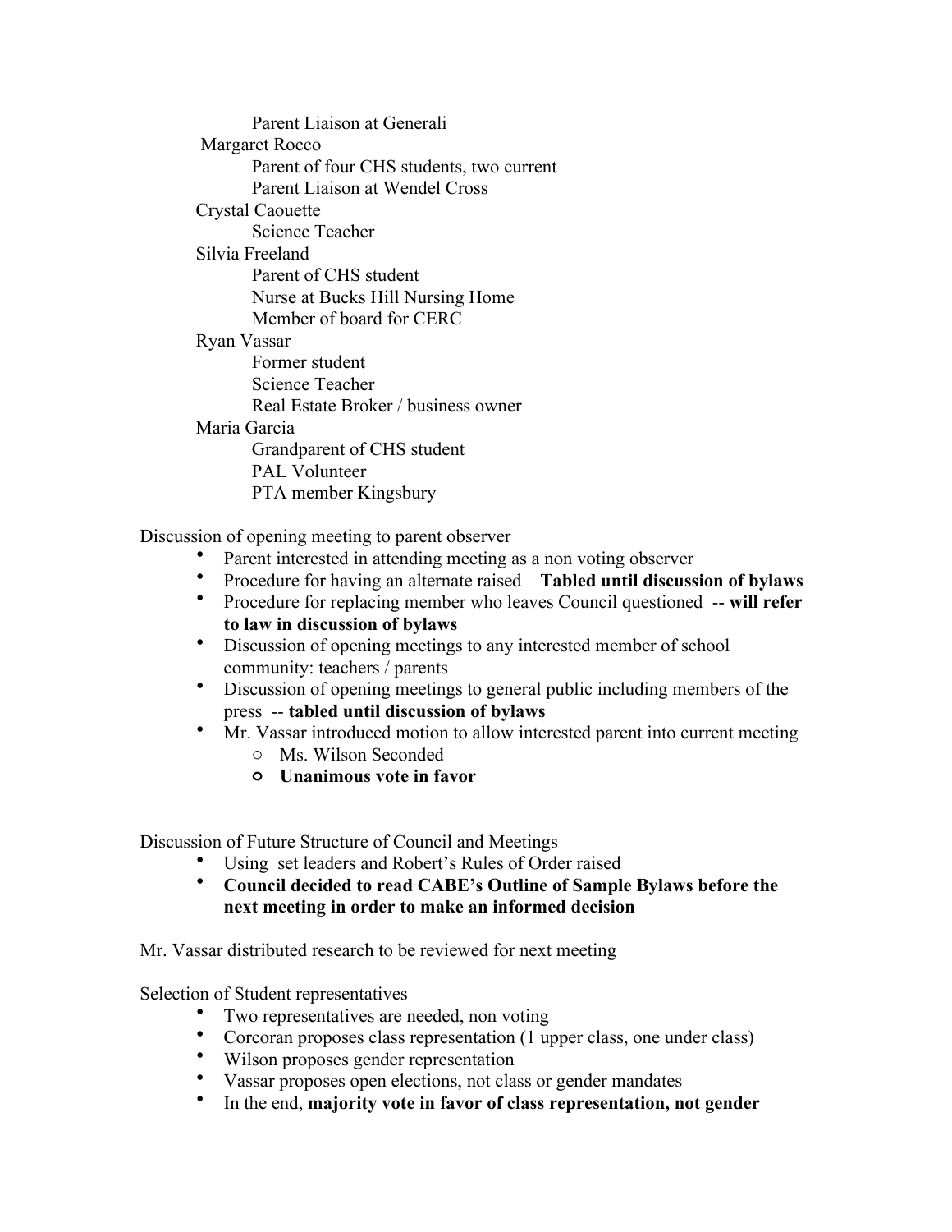- Parent Liaison at Generali
- Margaret Rocco
  - Parent of four CHS students, two current
  - Parent Liaison at Wendel Cross
- Crystal Caouette
  - Science Teacher
- Silvia Freeland
  - Parent of CHS student
  - Nurse at Bucks Hill Nursing Home
  - Member of board for CERC
- Ryan Vassar
  - Former student
  - Science Teacher
  - Real Estate Broker / business owner
- Maria Garcia
  - Grandparent of CHS student
  - PAL Volunteer
  - PTA member Kingsbury

Discussion of opening meeting to parent observer

- Parent interested in attending meeting as a non voting observer
- Procedure for having an alternate raised – **Tabled until discussion of bylaws**
- Procedure for replacing member who leaves Council questioned -- **will refer to law in discussion of bylaws**
- Discussion of opening meetings to any interested member of school community: teachers / parents
- Discussion of opening meetings to general public including members of the press -- **tabled until discussion of bylaws**
- Mr. Vassar introduced motion to allow interested parent into current meeting
  - Ms. Wilson Seconded
  - **Unanimous vote in favor**

Discussion of Future Structure of Council and Meetings

- Using set leaders and Robert's Rules of Order raised
- **Council decided to read CABE's Outline of Sample Bylaws before the next meeting in order to make an informed decision**

Mr. Vassar distributed research to be reviewed for next meeting

Selection of Student representatives

- Two representatives are needed, non voting
- Corcoran proposes class representation (1 upper class, one under class)
- Wilson proposes gender representation
- Vassar proposes open elections, not class or gender mandates
- In the end, **majority vote in favor of class representation, not gender**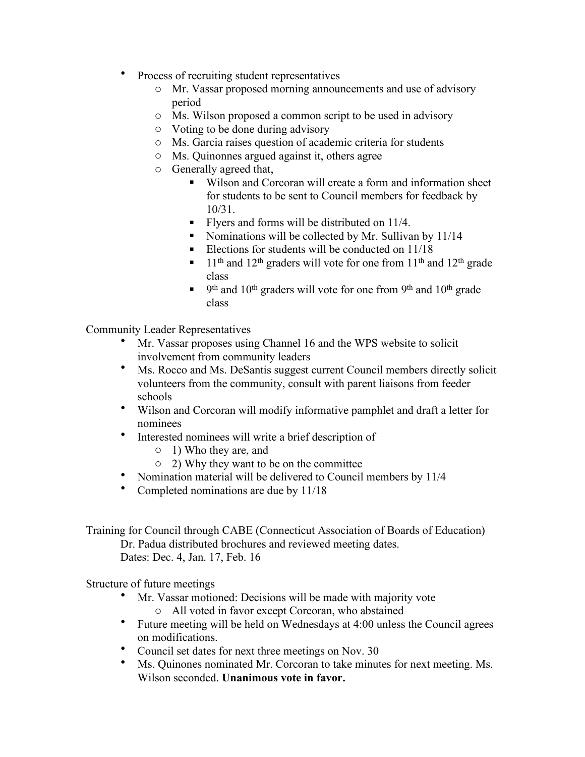- Process of recruiting student representatives
    - Mr. Vassar proposed morning announcements and use of advisory period
    - Ms. Wilson proposed a common script to be used in advisory
    - Voting to be done during advisory
    - Ms. Garcia raises question of academic criteria for students
    - Ms. Quinonnes argued against it, others agree
    - Generally agreed that,
        - Wilson and Corcoran will create a form and information sheet for students to be sent to Council members for feedback by 10/31.
        - Flyers and forms will be distributed on 11/4.
        - Nominations will be collected by Mr. Sullivan by 11/14
        - Elections for students will be conducted on 11/18
        - 11th and 12th graders will vote for one from 11th and 12th grade class
        - 9th and 10th graders will vote for one from 9th and 10th grade class

Community Leader Representatives

- Mr. Vassar proposes using Channel 16 and the WPS website to solicit involvement from community leaders
- Ms. Rocco and Ms. DeSantis suggest current Council members directly solicit volunteers from the community, consult with parent liaisons from feeder schools
- Wilson and Corcoran will modify informative pamphlet and draft a letter for nominees
- Interested nominees will write a brief description of
    - 1) Who they are, and
    - 2) Why they want to be on the committee
- Nomination material will be delivered to Council members by 11/4
- Completed nominations are due by 11/18

Training for Council through CABE (Connecticut Association of Boards of Education)

Dr. Padua distributed brochures and reviewed meeting dates.

Dates: Dec. 4, Jan. 17, Feb. 16

Structure of future meetings

- Mr. Vassar motioned: Decisions will be made with majority vote
    - All voted in favor except Corcoran, who abstained
- Future meeting will be held on Wednesdays at 4:00 unless the Council agrees on modifications.
- Council set dates for next three meetings on Nov. 30
- Ms. Quinones nominated Mr. Corcoran to take minutes for next meeting. Ms. Wilson seconded. **Unanimous vote in favor.**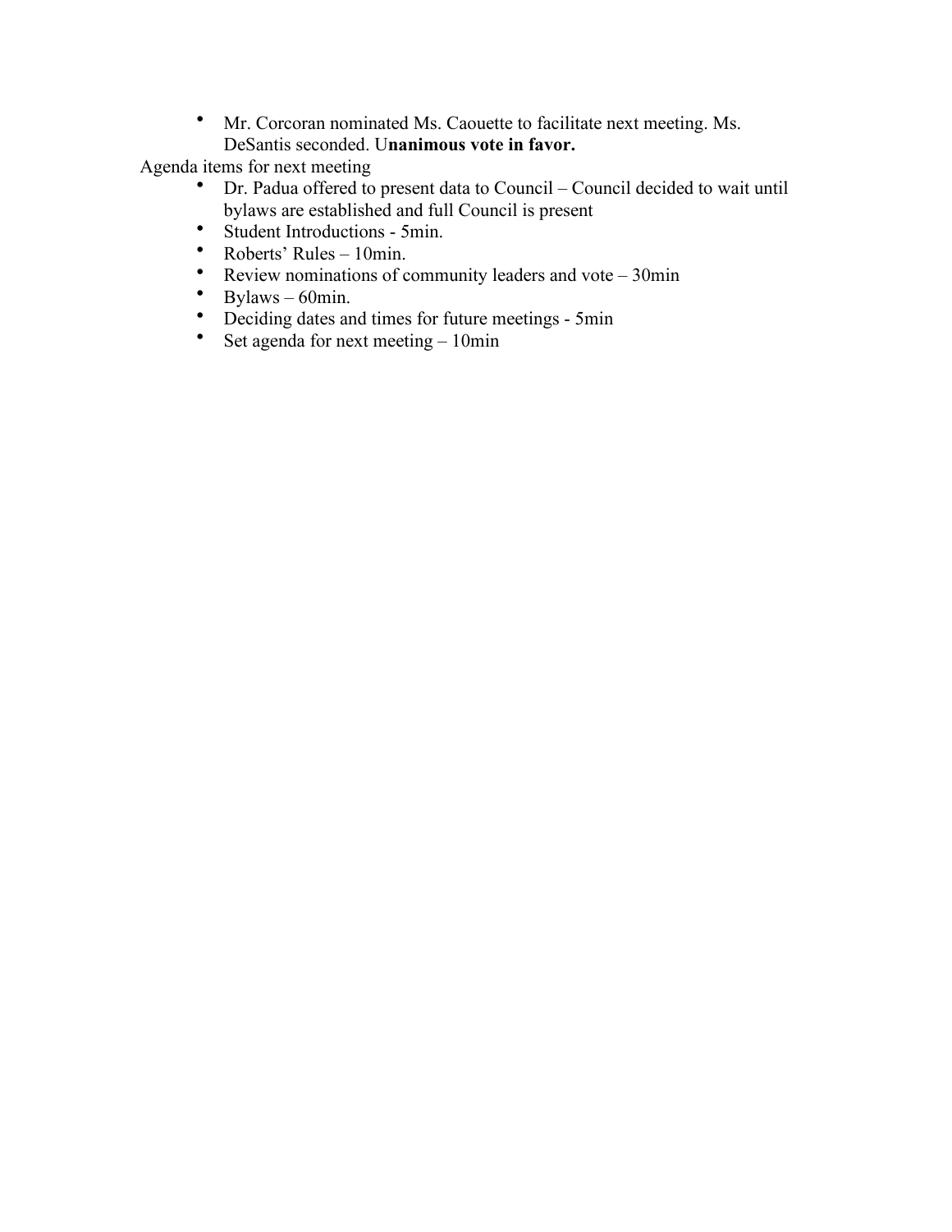- Mr. Corcoran nominated Ms. Caouette to facilitate next meeting. Ms. DeSantis seconded. U**nanimous vote in favor.**

Agenda items for next meeting

- Dr. Padua offered to present data to Council – Council decided to wait until bylaws are established and full Council is present
- Student Introductions - 5min.
- Roberts' Rules – 10min.
- Review nominations of community leaders and vote – 30min
- Bylaws – 60min.
- Deciding dates and times for future meetings - 5min
- Set agenda for next meeting – 10min